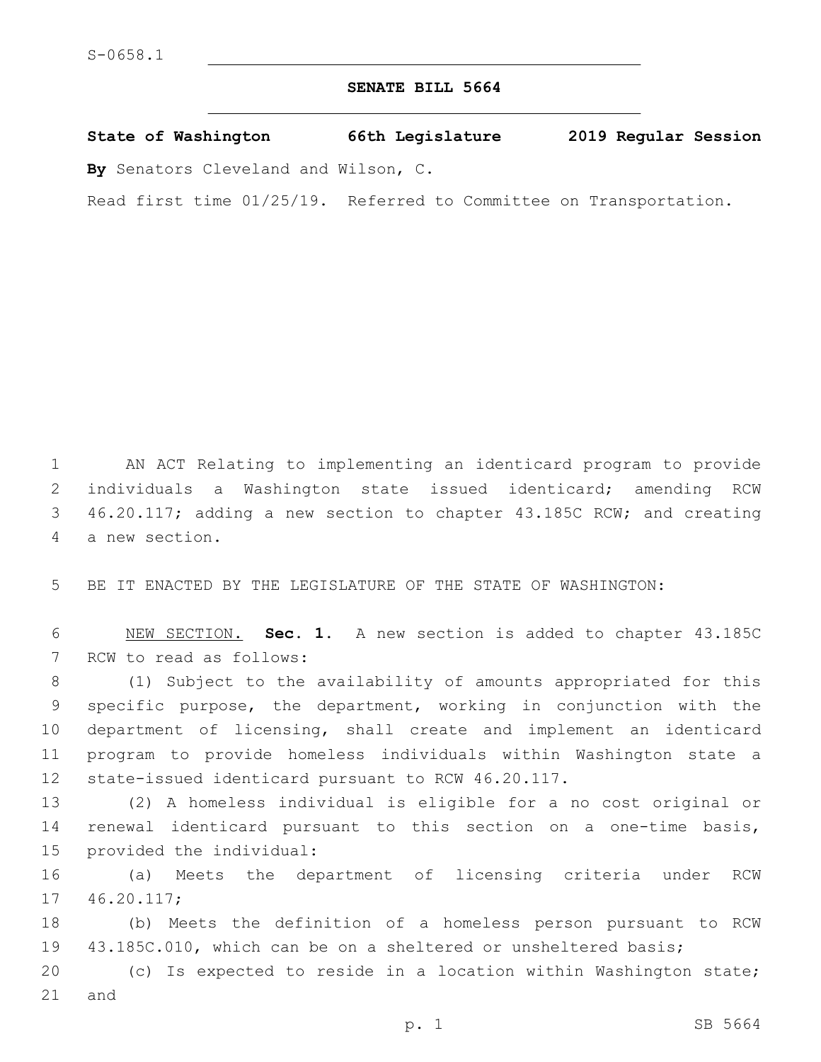S-0658.1

# SENATE BILL 5664

**State of Washington 66th Legislature 2019 Regular Session**

**By** Senators Cleveland and Wilson, C.

Read first time 01/25/19. Referred to Committee on Transportation.

AN ACT Relating to implementing an identicard program to provide individuals a Washington state issued identicard; amending RCW 46.20.117; adding a new section to chapter 43.185C RCW; and creating a new section.

BE IT ENACTED BY THE LEGISLATURE OF THE STATE OF WASHINGTON:

NEW SECTION. **Sec. 1.** A new section is added to chapter 43.185C RCW to read as follows:

(1) Subject to the availability of amounts appropriated for this specific purpose, the department, working in conjunction with the department of licensing, shall create and implement an identicard program to provide homeless individuals within Washington state a state-issued identicard pursuant to RCW 46.20.117.

(2) A homeless individual is eligible for a no cost original or renewal identicard pursuant to this section on a one-time basis, provided the individual:

(a) Meets the department of licensing criteria under RCW 46.20.117;

(b) Meets the definition of a homeless person pursuant to RCW 43.185C.010, which can be on a sheltered or unsheltered basis;

(c) Is expected to reside in a location within Washington state; and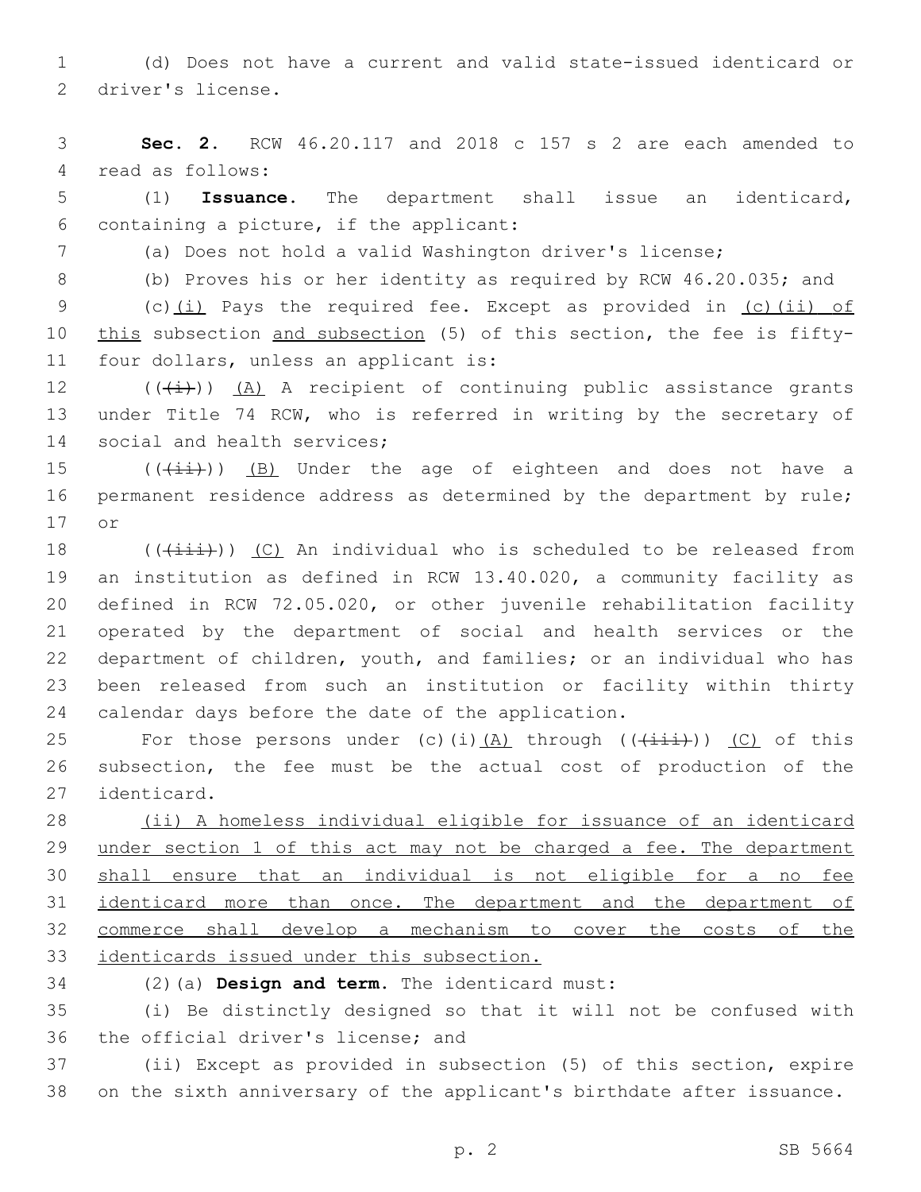(d) Does not have a current and valid state-issued identicard or driver's license.

**Sec. 2.** RCW 46.20.117 and 2018 c 157 s 2 are each amended to read as follows:

(1) **Issuance.** The department shall issue an identicard, containing a picture, if the applicant:

(a) Does not hold a valid Washington driver's license;

(b) Proves his or her identity as required by RCW 46.20.035; and

(c)<u>(i)</u> Pays the required fee. Except as provided in <u>(c)(ii) of this</u> subsection <u>and subsection</u> (5) of this section, the fee is fifty-four dollars, unless an applicant is:

((~~(i)~~)) <u>(A)</u> A recipient of continuing public assistance grants under Title 74 RCW, who is referred in writing by the secretary of social and health services;

((~~(ii)~~)) <u>(B)</u> Under the age of eighteen and does not have a permanent residence address as determined by the department by rule; or

((~~(iii)~~)) <u>(C)</u> An individual who is scheduled to be released from an institution as defined in RCW 13.40.020, a community facility as defined in RCW 72.05.020, or other juvenile rehabilitation facility operated by the department of social and health services or the department of children, youth, and families; or an individual who has been released from such an institution or facility within thirty calendar days before the date of the application.

For those persons under (c)(i)<u>(A)</u> through ((~~(iii)~~)) <u>(C)</u> of this subsection, the fee must be the actual cost of production of the identicard.

<u>(ii) A homeless individual eligible for issuance of an identicard under section 1 of this act may not be charged a fee. The department shall ensure that an individual is not eligible for a no fee identicard more than once. The department and the department of commerce shall develop a mechanism to cover the costs of the identicards issued under this subsection.</u>

(2)(a) **Design and term.** The identicard must:

(i) Be distinctly designed so that it will not be confused with the official driver's license; and

(ii) Except as provided in subsection (5) of this section, expire on the sixth anniversary of the applicant's birthdate after issuance.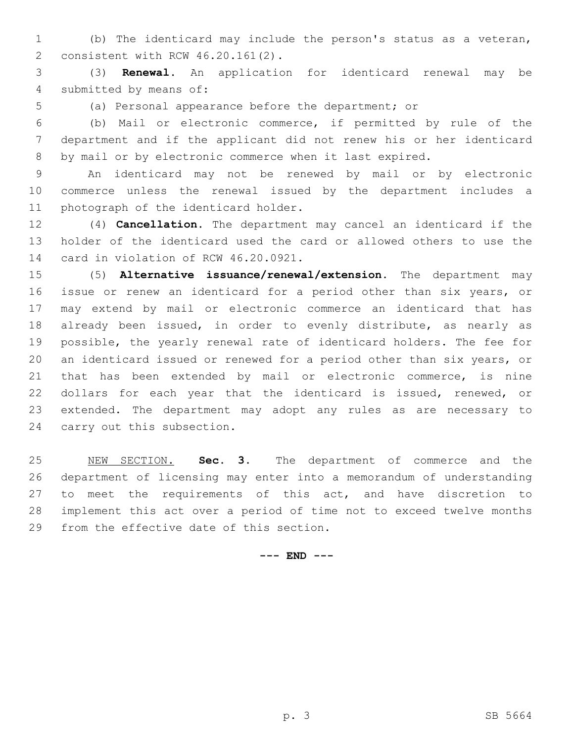(b) The identicard may include the person's status as a veteran, consistent with RCW 46.20.161(2).

(3) **Renewal.** An application for identicard renewal may be submitted by means of:

(a) Personal appearance before the department; or

(b) Mail or electronic commerce, if permitted by rule of the department and if the applicant did not renew his or her identicard by mail or by electronic commerce when it last expired.

An identicard may not be renewed by mail or by electronic commerce unless the renewal issued by the department includes a photograph of the identicard holder.

(4) **Cancellation.** The department may cancel an identicard if the holder of the identicard used the card or allowed others to use the card in violation of RCW 46.20.0921.

(5) **Alternative issuance/renewal/extension.** The department may issue or renew an identicard for a period other than six years, or may extend by mail or electronic commerce an identicard that has already been issued, in order to evenly distribute, as nearly as possible, the yearly renewal rate of identicard holders. The fee for an identicard issued or renewed for a period other than six years, or that has been extended by mail or electronic commerce, is nine dollars for each year that the identicard is issued, renewed, or extended. The department may adopt any rules as are necessary to carry out this subsection.

NEW SECTION. **Sec. 3.** The department of commerce and the department of licensing may enter into a memorandum of understanding to meet the requirements of this act, and have discretion to implement this act over a period of time not to exceed twelve months from the effective date of this section.

**--- END ---**